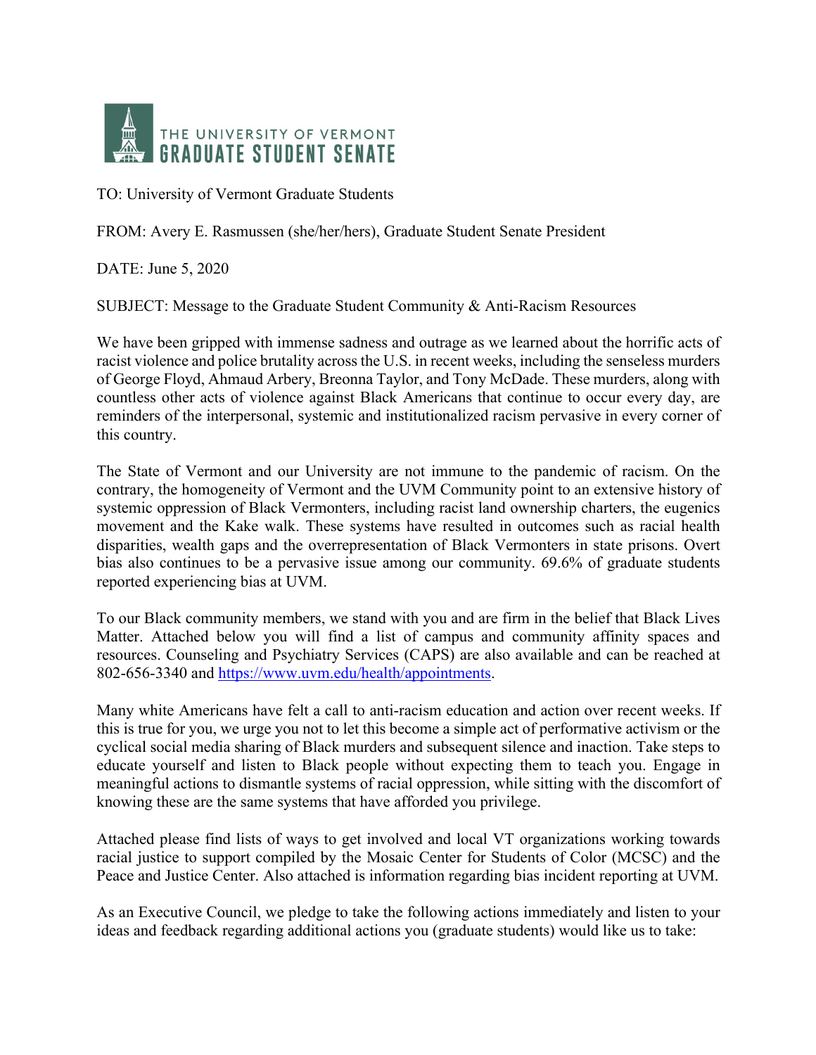THE UNIVERSITY OF VERMONT
**GRADUATE STUDENT SENATE**

TO: University of Vermont Graduate Students

FROM: Avery E. Rasmussen (she/her/hers), Graduate Student Senate President

DATE: June 5, 2020

SUBJECT: Message to the Graduate Student Community & Anti-Racism Resources

We have been gripped with immense sadness and outrage as we learned about the horrific acts of racist violence and police brutality across the U.S. in recent weeks, including the senseless murders of George Floyd, Ahmaud Arbery, Breonna Taylor, and Tony McDade. These murders, along with countless other acts of violence against Black Americans that continue to occur every day, are reminders of the interpersonal, systemic and institutionalized racism pervasive in every corner of this country.

The State of Vermont and our University are not immune to the pandemic of racism. On the contrary, the homogeneity of Vermont and the UVM Community point to an extensive history of systemic oppression of Black Vermonters, including racist land ownership charters, the eugenics movement and the Kake walk. These systems have resulted in outcomes such as racial health disparities, wealth gaps and the overrepresentation of Black Vermonters in state prisons. Overt bias also continues to be a pervasive issue among our community. 69.6% of graduate students reported experiencing bias at UVM.

To our Black community members, we stand with you and are firm in the belief that Black Lives Matter. Attached below you will find a list of campus and community affinity spaces and resources. Counseling and Psychiatry Services (CAPS) are also available and can be reached at 802-656-3340 and [https://www.uvm.edu/health/appointments](https://www.uvm.edu/health/appointments).

Many white Americans have felt a call to anti-racism education and action over recent weeks. If this is true for you, we urge you not to let this become a simple act of performative activism or the cyclical social media sharing of Black murders and subsequent silence and inaction. Take steps to educate yourself and listen to Black people without expecting them to teach you. Engage in meaningful actions to dismantle systems of racial oppression, while sitting with the discomfort of knowing these are the same systems that have afforded you privilege.

Attached please find lists of ways to get involved and local VT organizations working towards racial justice to support compiled by the Mosaic Center for Students of Color (MCSC) and the Peace and Justice Center. Also attached is information regarding bias incident reporting at UVM.

As an Executive Council, we pledge to take the following actions immediately and listen to your ideas and feedback regarding additional actions you (graduate students) would like us to take: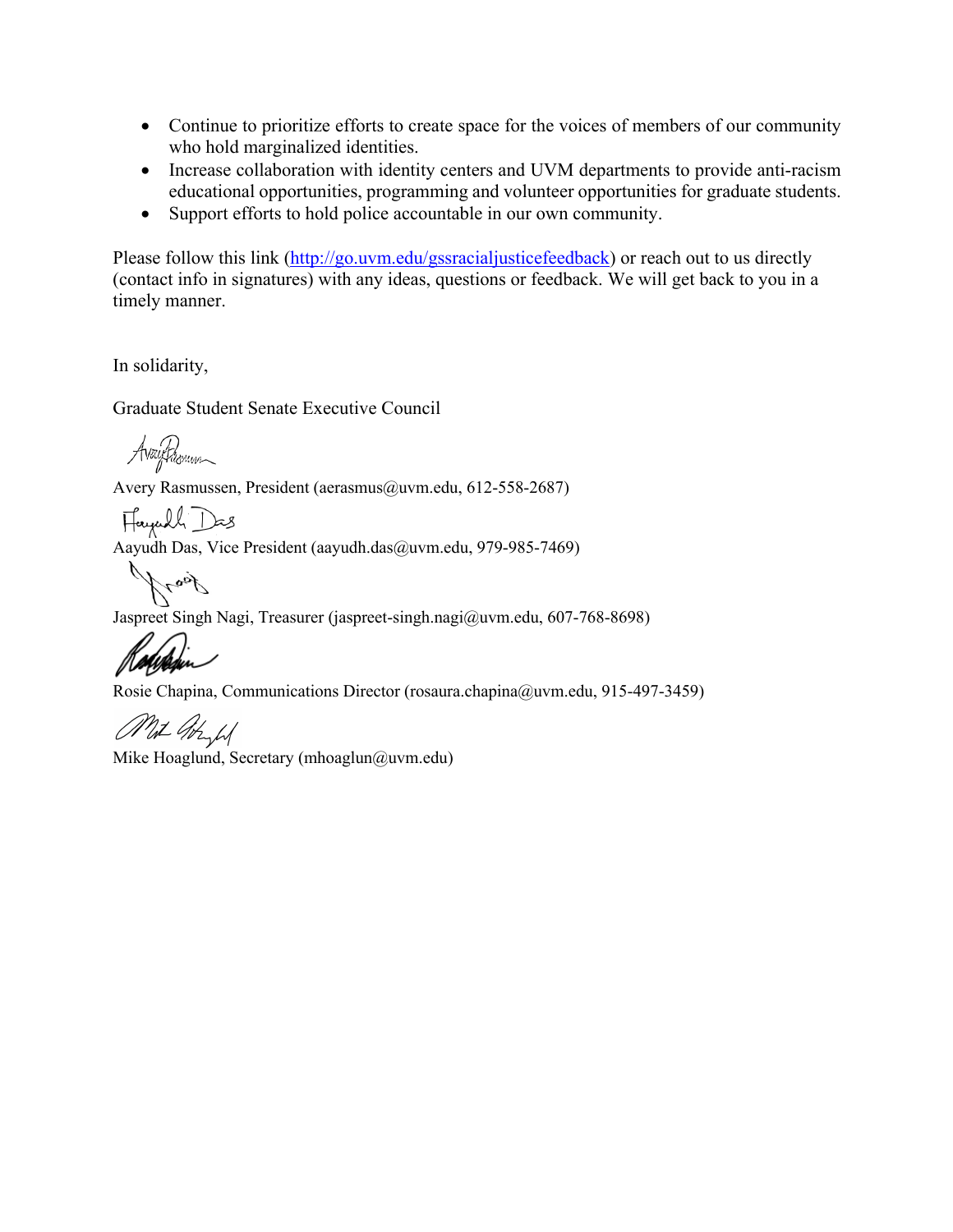- Continue to prioritize efforts to create space for the voices of members of our community who hold marginalized identities.
- Increase collaboration with identity centers and UVM departments to provide anti-racism educational opportunities, programming and volunteer opportunities for graduate students.
- Support efforts to hold police accountable in our own community.

Please follow this link (http://go.uvm.edu/gssracialjusticefeedback) or reach out to us directly (contact info in signatures) with any ideas, questions or feedback. We will get back to you in a timely manner.

In solidarity,

Graduate Student Senate Executive Council

Avery Rasmussen, President (aerasmus@uvm.edu, 612-558-2687)

Aayudh Das, Vice President (aayudh.das@uvm.edu, 979-985-7469)

Jaspreet Singh Nagi, Treasurer (jaspreet-singh.nagi@uvm.edu, 607-768-8698)

Rosie Chapina, Communications Director (rosaura.chapina@uvm.edu, 915-497-3459)

Mike Hoaglund, Secretary (mhoaglun@uvm.edu)